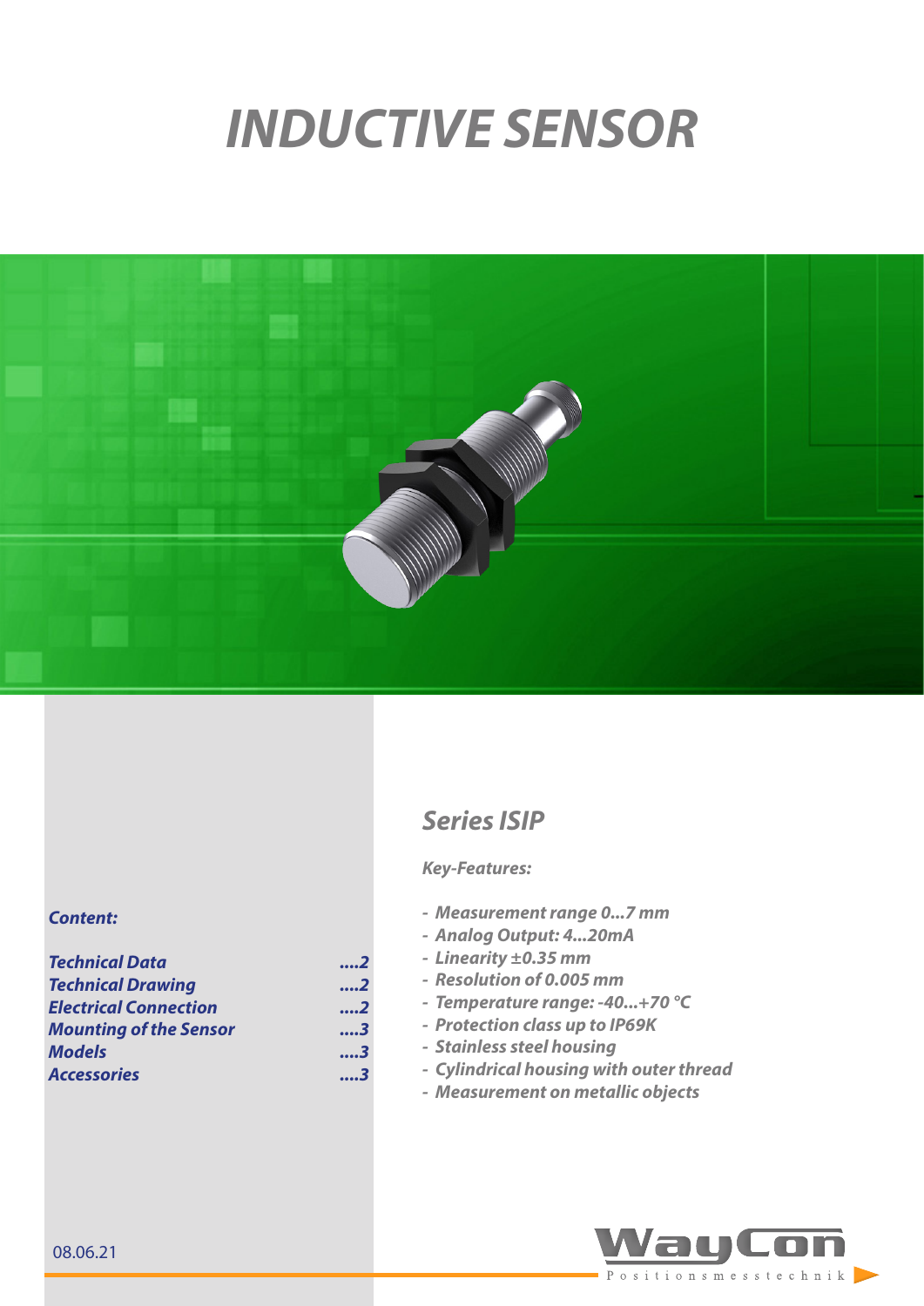# INDUCTIVE SENSOR

## Series ISIP

***Key-Features:***

- *Measurement range 0...7 mm*
- *Analog Output: 4...20mA*
- *Linearity ±0.35 mm*
- *Resolution of 0.005 mm*
- *Temperature range: -40...+70 °C*
- *Protection class up to IP69K*
- *Stainless steel housing*
- *Cylindrical housing with outer thread*
- *Measurement on metallic objects*

***Content:***

| | |
|---|---|
| *Technical Data* | ....2 |
| *Technical Drawing* | ....2 |
| *Electrical Connection* | ....2 |
| *Mounting of the Sensor* | ....3 |
| *Models* | ....3 |
| *Accessories* | ....3 |

08.06.21

WayCon Positionsmesstechnik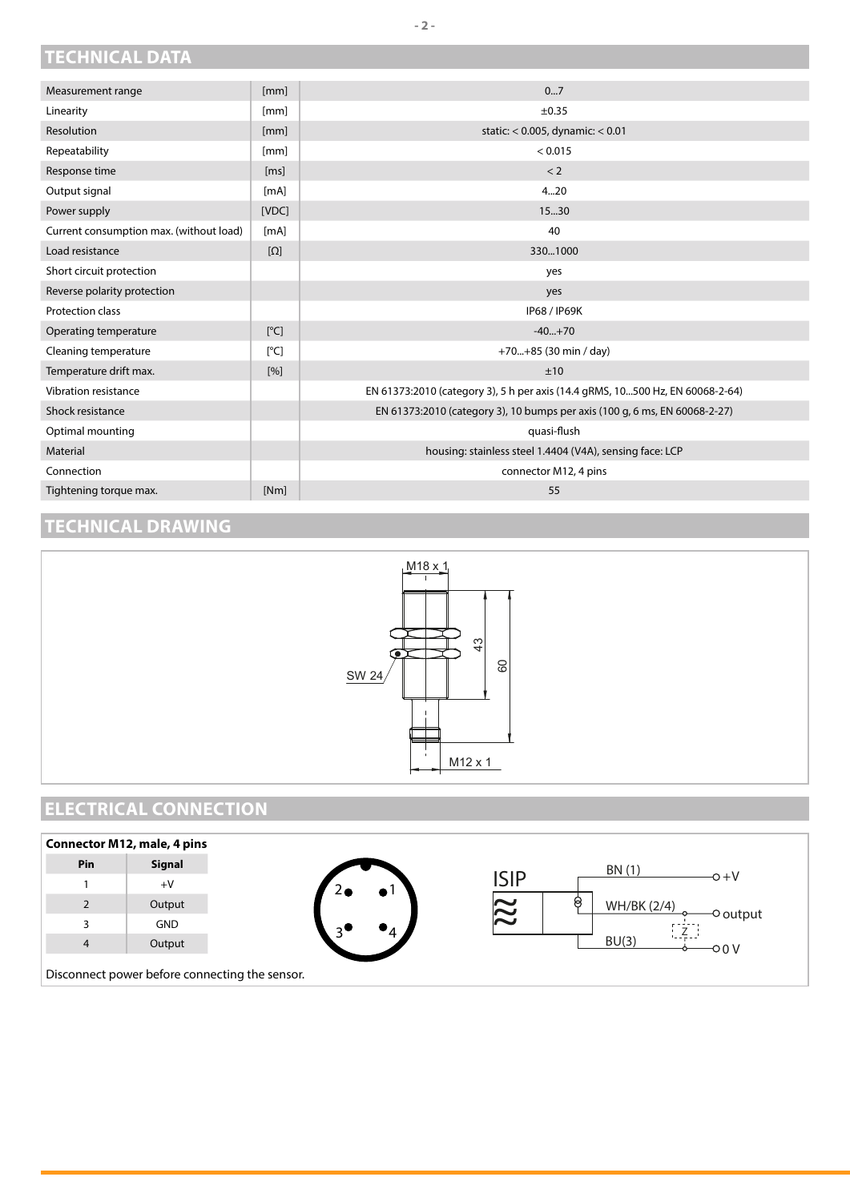## TECHNICAL DATA

| | | |
|---|---|---|
| Measurement range | [mm] | 0...7 |
| Linearity | [mm] | ±0.35 |
| Resolution | [mm] | static: < 0.005, dynamic: < 0.01 |
| Repeatability | [mm] | < 0.015 |
| Response time | [ms] | < 2 |
| Output signal | [mA] | 4...20 |
| Power supply | [VDC] | 15...30 |
| Current consumption max. (without load) | [mA] | 40 |
| Load resistance | [Ω] | 330...1000 |
| Short circuit protection | | yes |
| Reverse polarity protection | | yes |
| Protection class | | IP68 / IP69K |
| Operating temperature | [°C] | -40...+70 |
| Cleaning temperature | [°C] | +70...+85 (30 min / day) |
| Temperature drift max. | [%] | ±10 |
| Vibration resistance | | EN 61373:2010 (category 3), 5 h per axis (14.4 gRMS, 10...500 Hz, EN 60068-2-64) |
| Shock resistance | | EN 61373:2010 (category 3), 10 bumps per axis (100 g, 6 ms, EN 60068-2-27) |
| Optimal mounting | | quasi-flush |
| Material | | housing: stainless steel 1.4404 (V4A), sensing face: LCP |
| Connection | | connector M12, 4 pins |
| Tightening torque max. | [Nm] | 55 |

## TECHNICAL DRAWING

M18 x 1

SW 24

43

60

M12 x 1

## ELECTRICAL CONNECTION

**Connector M12, male, 4 pins**

| Pin | Signal |
|---|---|
| 1 | +V |
| 2 | Output |
| 3 | GND |
| 4 | Output |

ISIP

BN (1) +V

WH/BK (2/4) output

BU(3) 0 V

Z

Disconnect power before connecting the sensor.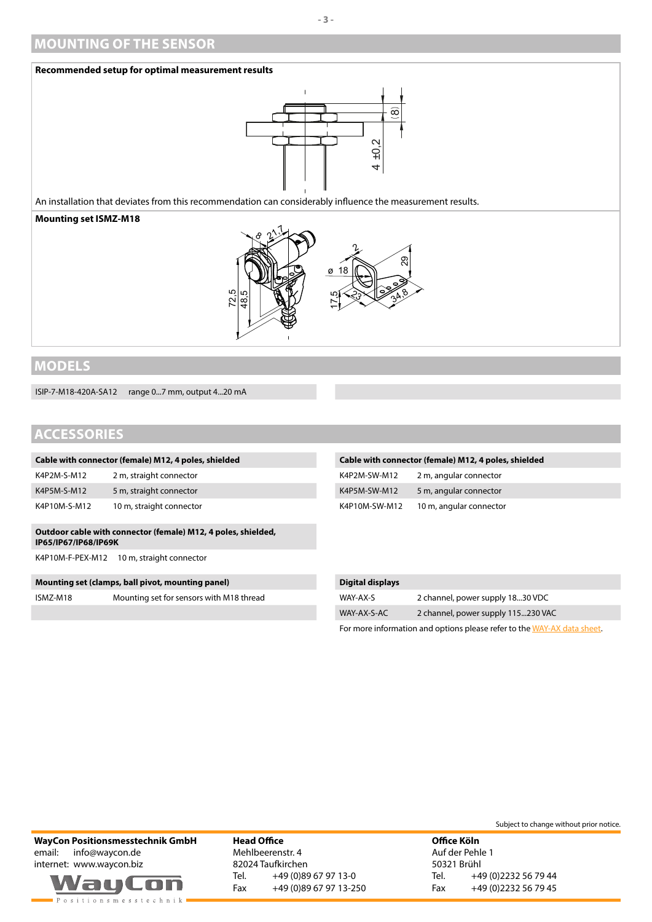## MOUNTING OF THE SENSOR

**Recommended setup for optimal measurement results**

(8)

4 ±0,2

An installation that deviates from this recommendation can considerably influence the measurement results.

**Mounting set ISMZ-M18**

8

21,7

72,5

48,5

ø 18

2

29

17,5

23

34,8

## MODELS

| | |
|---|---|
| ISIP-7-M18-420A-SA12 | range 0...7 mm, output 4...20 mA |

## ACCESSORIES

| Cable with connector (female) M12, 4 poles, shielded | |
|---|---|
| K4P2M-S-M12 | 2 m, straight connector |
| K4P5M-S-M12 | 5 m, straight connector |
| K4P10M-S-M12 | 10 m, straight connector |

| Cable with connector (female) M12, 4 poles, shielded | |
|---|---|
| K4P2M-SW-M12 | 2 m, angular connector |
| K4P5M-SW-M12 | 5 m, angular connector |
| K4P10M-SW-M12 | 10 m, angular connector |

| Outdoor cable with connector (female) M12, 4 poles, shielded, IP65/IP67/IP68/IP69K | |
|---|---|
| K4P10M-F-PEX-M12 | 10 m, straight connector |

| Mounting set (clamps, ball pivot, mounting panel) | |
|---|---|
| ISMZ-M18 | Mounting set for sensors with M18 thread |

| Digital displays | |
|---|---|
| WAY-AX-S | 2 channel, power supply 18...30 VDC |
| WAY-AX-S-AC | 2 channel, power supply 115...230 VAC |

For more information and options please refer to the WAY-AX data sheet.

Subject to change without prior notice.

**WayCon Positionsmesstechnik GmbH**
email: info@waycon.de
internet: www.waycon.biz

**Head Office**
Mehlbeerenstr. 4
82024 Taufkirchen
Tel. +49 (0)89 67 97 13-0
Fax +49 (0)89 67 97 13-250

**Office Köln**
Auf der Pehle 1
50321 Brühl
Tel. +49 (0)2232 56 79 44
Fax +49 (0)2232 56 79 45